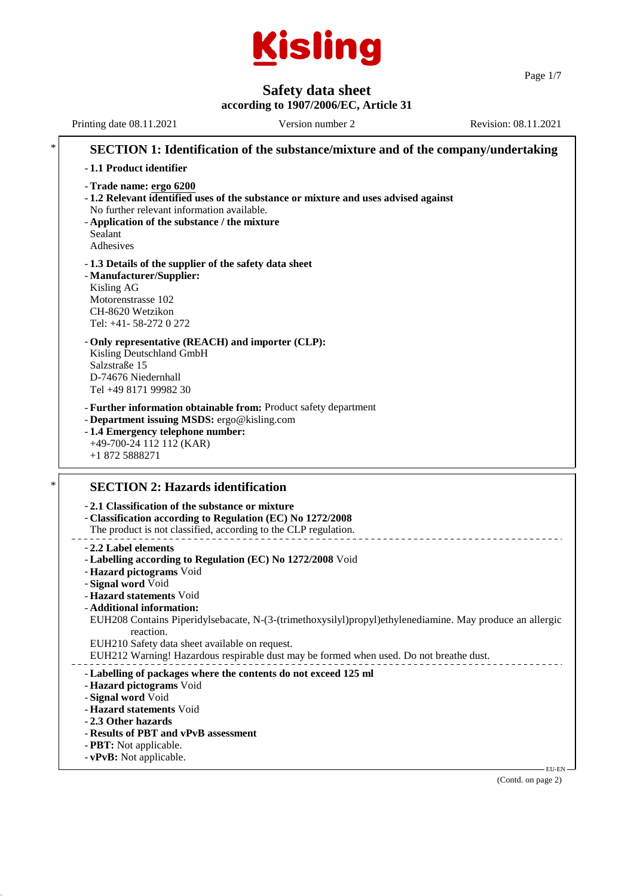Kisling

# Safety data sheet

**according to 1907/2006/EC, Article 31**

Printing date 08.11.2021 | Version number 2 | Revision: 08.11.2021

## * SECTION 1: Identification of the substance/mixture and of the company/undertaking

- **1.1 Product identifier**
- **Trade name: ergo 6200**
- **1.2 Relevant identified uses of the substance or mixture and uses advised against**
  No further relevant information available.
- **Application of the substance / the mixture**
  Sealant
  Adhesives
- **1.3 Details of the supplier of the safety data sheet**
- **Manufacturer/Supplier:**
  Kisling AG
  Motorenstrasse 102
  CH-8620 Wetzikon
  Tel: +41- 58-272 0 272
- **Only representative (REACH) and importer (CLP):**
  Kisling Deutschland GmbH
  Salzstraße 15
  D-74676 Niedernhall
  Tel +49 8171 99982 30
- **Further information obtainable from:** Product safety department
- **Department issuing MSDS:** ergo@kisling.com
- **1.4 Emergency telephone number:**
  +49-700-24 112 112 (KAR)
  +1 872 5888271

## * SECTION 2: Hazards identification

- **2.1 Classification of the substance or mixture**
- **Classification according to Regulation (EC) No 1272/2008**
  The product is not classified, according to the CLP regulation.

---

- **2.2 Label elements**
- **Labelling according to Regulation (EC) No 1272/2008** Void
- **Hazard pictograms** Void
- **Signal word** Void
- **Hazard statements** Void
- **Additional information:**
  EUH208 Contains Piperidylsebacate, N-(3-(trimethoxysilyl)propyl)ethylenediamine. May produce an allergic reaction.
  EUH210 Safety data sheet available on request.
  EUH212 Warning! Hazardous respirable dust may be formed when used. Do not breathe dust.

---

- **Labelling of packages where the contents do not exceed 125 ml**
- **Hazard pictograms** Void
- **Signal word** Void
- **Hazard statements** Void
- **2.3 Other hazards**
- **Results of PBT and vPvB assessment**
- **PBT:** Not applicable.
- **vPvB:** Not applicable.

(Contd. on page 2)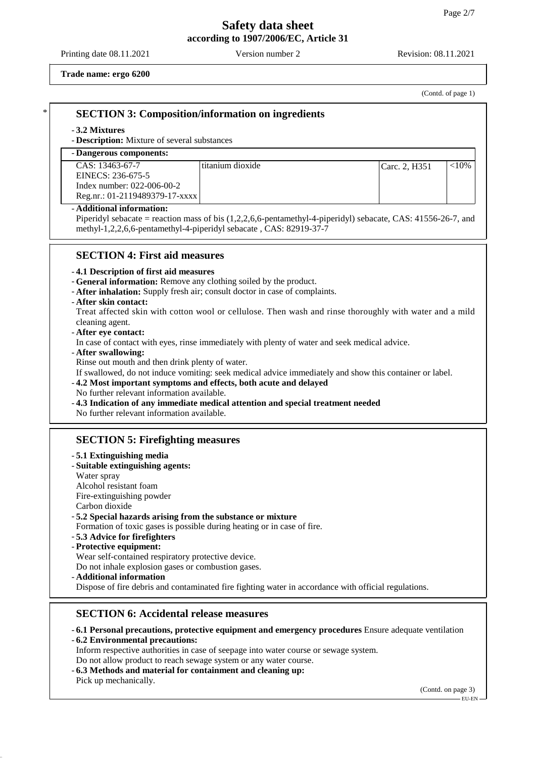**Trade name: ergo 6200**

(Contd. of page 1)

## SECTION 3: Composition/information on ingredients

- **3.2 Mixtures**
- **Description:** Mixture of several substances

| - Dangerous components: | | | |
|---|---|---|---|
| CAS: 13463-67-7<br>EINECS: 236-675-5<br>Index number: 022-006-00-2<br>Reg.nr.: 01-2119489379-17-xxxx | titanium dioxide | Carc. 2, H351 | <10% |

- **Additional information:**
  Piperidyl sebacate = reaction mass of bis (1,2,2,6,6-pentamethyl-4-piperidyl) sebacate, CAS: 41556-26-7, and methyl-1,2,2,6,6-pentamethyl-4-piperidyl sebacate , CAS: 82919-37-7

## SECTION 4: First aid measures

- **4.1 Description of first aid measures**
- **General information:** Remove any clothing soiled by the product.
- **After inhalation:** Supply fresh air; consult doctor in case of complaints.
- **After skin contact:**
  Treat affected skin with cotton wool or cellulose. Then wash and rinse thoroughly with water and a mild cleaning agent.
- **After eye contact:**
  In case of contact with eyes, rinse immediately with plenty of water and seek medical advice.
- **After swallowing:**
  Rinse out mouth and then drink plenty of water.
  If swallowed, do not induce vomiting: seek medical advice immediately and show this container or label.
- **4.2 Most important symptoms and effects, both acute and delayed**
  No further relevant information available.
- **4.3 Indication of any immediate medical attention and special treatment needed**
  No further relevant information available.

## SECTION 5: Firefighting measures

- **5.1 Extinguishing media**
- **Suitable extinguishing agents:**
  Water spray
  Alcohol resistant foam
  Fire-extinguishing powder
  Carbon dioxide
- **5.2 Special hazards arising from the substance or mixture**
  Formation of toxic gases is possible during heating or in case of fire.
- **5.3 Advice for firefighters**
- **Protective equipment:**
  Wear self-contained respiratory protective device.
  Do not inhale explosion gases or combustion gases.
- **Additional information**
  Dispose of fire debris and contaminated fire fighting water in accordance with official regulations.

## SECTION 6: Accidental release measures

- **6.1 Personal precautions, protective equipment and emergency procedures** Ensure adequate ventilation
- **6.2 Environmental precautions:**
  Inform respective authorities in case of seepage into water course or sewage system.
  Do not allow product to reach sewage system or any water course.
- **6.3 Methods and material for containment and cleaning up:**
  Pick up mechanically.

(Contd. on page 3)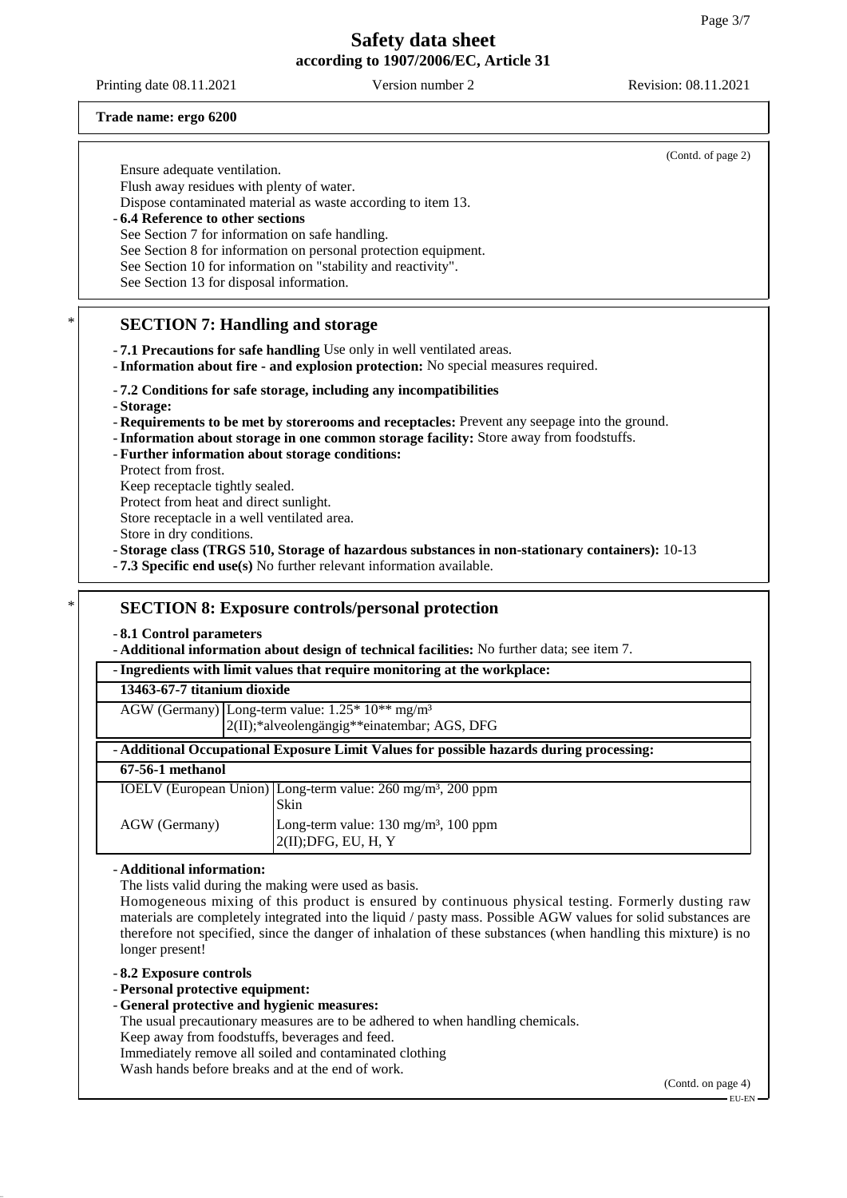**Trade name: ergo 6200**

(Contd. of page 2)

Ensure adequate ventilation.
Flush away residues with plenty of water.
Dispose contaminated material as waste according to item 13.

- **6.4 Reference to other sections**
  See Section 7 for information on safe handling.
  See Section 8 for information on personal protection equipment.
  See Section 10 for information on "stability and reactivity".
  See Section 13 for disposal information.

\* 

## SECTION 7: Handling and storage

- **7.1 Precautions for safe handling** Use only in well ventilated areas.
- **Information about fire - and explosion protection:** No special measures required.
- **7.2 Conditions for safe storage, including any incompatibilities**
- **Storage:**
- **Requirements to be met by storerooms and receptacles:** Prevent any seepage into the ground.
- **Information about storage in one common storage facility:** Store away from foodstuffs.
- **Further information about storage conditions:**
  Protect from frost.
  Keep receptacle tightly sealed.
  Protect from heat and direct sunlight.
  Store receptacle in a well ventilated area.
  Store in dry conditions.
- **Storage class (TRGS 510, Storage of hazardous substances in non-stationary containers):** 10-13
- **7.3 Specific end use(s)** No further relevant information available.

\* 

## SECTION 8: Exposure controls/personal protection

- **8.1 Control parameters**
- **Additional information about design of technical facilities:** No further data; see item 7.

- **Ingredients with limit values that require monitoring at the workplace:**

| **13463-67-7 titanium dioxide** | |
|---|---|
| AGW (Germany) | Long-term value: 1.25* 10** mg/m³<br>2(II);*alveolengängig**einatembar; AGS, DFG |

- **Additional Occupational Exposure Limit Values for possible hazards during processing:**

| **67-56-1 methanol** | |
|---|---|
| IOELV (European Union) | Long-term value: 260 mg/m³, 200 ppm<br>Skin |
| AGW (Germany) | Long-term value: 130 mg/m³, 100 ppm<br>2(II);DFG, EU, H, Y |

- **Additional information:**
  The lists valid during the making were used as basis.
  Homogeneous mixing of this product is ensured by continuous physical testing. Formerly dusting raw materials are completely integrated into the liquid / pasty mass. Possible AGW values for solid substances are therefore not specified, since the danger of inhalation of these substances (when handling this mixture) is no longer present!

- **8.2 Exposure controls**
- **Personal protective equipment:**
- **General protective and hygienic measures:**
  The usual precautionary measures are to be adhered to when handling chemicals.
  Keep away from foodstuffs, beverages and feed.
  Immediately remove all soiled and contaminated clothing
  Wash hands before breaks and at the end of work.

(Contd. on page 4)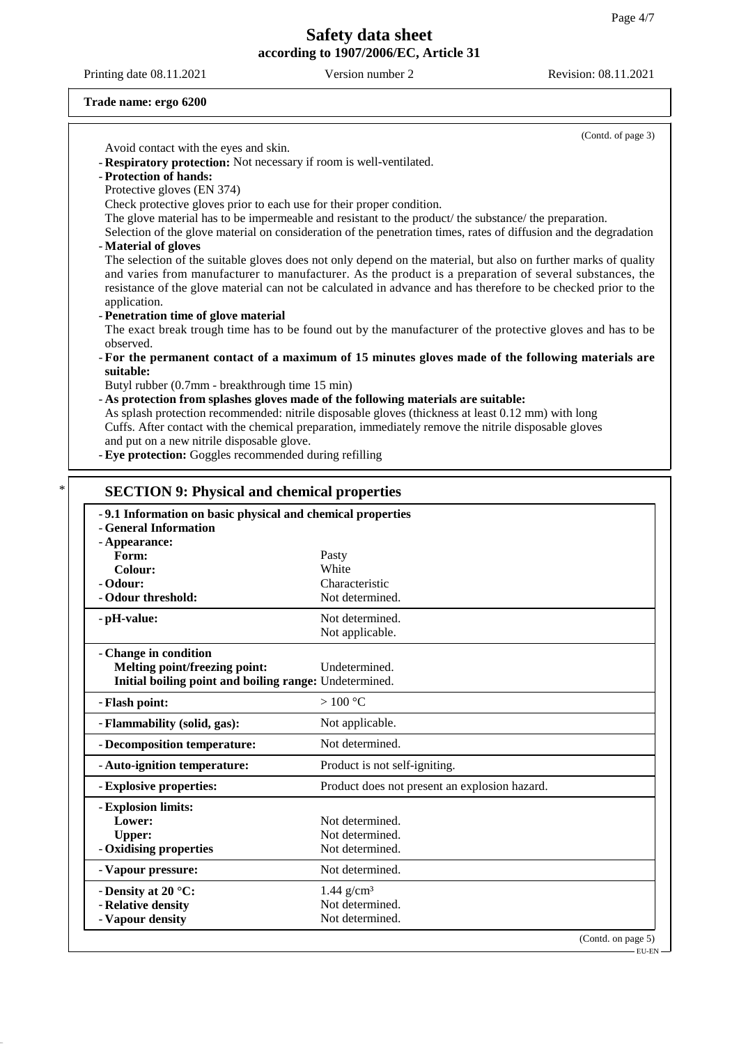**Trade name: ergo 6200**

(Contd. of page 3)

Avoid contact with the eyes and skin.

- **Respiratory protection:** Not necessary if room is well-ventilated.
- **Protection of hands:**

Protective gloves (EN 374)

Check protective gloves prior to each use for their proper condition.

The glove material has to be impermeable and resistant to the product/ the substance/ the preparation.

Selection of the glove material on consideration of the penetration times, rates of diffusion and the degradation

- **Material of gloves**

The selection of the suitable gloves does not only depend on the material, but also on further marks of quality and varies from manufacturer to manufacturer. As the product is a preparation of several substances, the resistance of the glove material can not be calculated in advance and has therefore to be checked prior to the application.

- **Penetration time of glove material**

The exact break trough time has to be found out by the manufacturer of the protective gloves and has to be observed.

- **For the permanent contact of a maximum of 15 minutes gloves made of the following materials are suitable:**

Butyl rubber (0.7mm - breakthrough time 15 min)

- **As protection from splashes gloves made of the following materials are suitable:**

As splash protection recommended: nitrile disposable gloves (thickness at least 0.12 mm) with long Cuffs. After contact with the chemical preparation, immediately remove the nitrile disposable gloves and put on a new nitrile disposable glove.

- **Eye protection:** Goggles recommended during refilling

## SECTION 9: Physical and chemical properties

- **9.1 Information on basic physical and chemical properties**
- **General Information**

| Property | Value |
|---|---|
| **Appearance:** | |
| **Form:** | Pasty |
| **Colour:** | White |
| **Odour:** | Characteristic |
| **Odour threshold:** | Not determined. |
| **pH-value:** | Not determined. Not applicable. |
| **Change in condition** | |
| **Melting point/freezing point:** | Undetermined. |
| **Initial boiling point and boiling range:** | Undetermined. |
| **Flash point:** | > 100 °C |
| **Flammability (solid, gas):** | Not applicable. |
| **Decomposition temperature:** | Not determined. |
| **Auto-ignition temperature:** | Product is not self-igniting. |
| **Explosive properties:** | Product does not present an explosion hazard. |
| **Explosion limits:** | |
| **Lower:** | Not determined. |
| **Upper:** | Not determined. |
| **Oxidising properties** | Not determined. |
| **Vapour pressure:** | Not determined. |
| **Density at 20 °C:** | 1.44 $g/cm^3$ |
| **Relative density** | Not determined. |
| **Vapour density** | Not determined. |

(Contd. on page 5)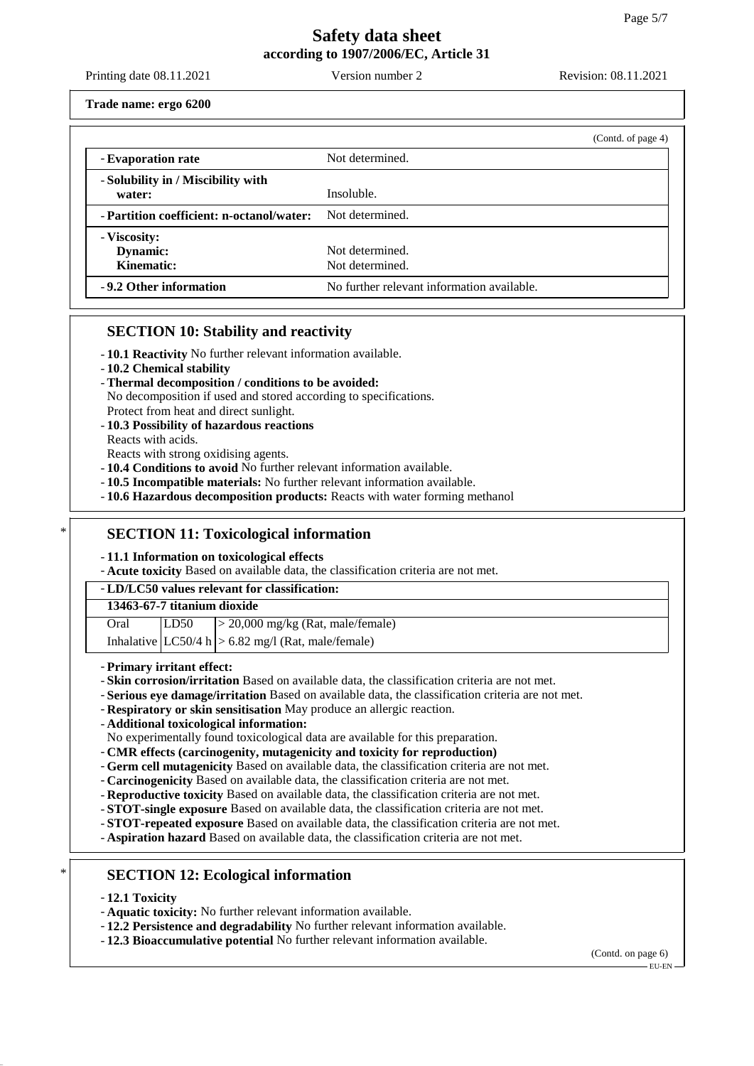**Trade name: ergo 6200**

(Contd. of page 4)

| | |
|---|---|
| - **Evaporation rate** | Not determined. |
| - **Solubility in / Miscibility with water:** | Insoluble. |
| - **Partition coefficient: n-octanol/water:** | Not determined. |
| - **Viscosity:** **Dynamic:** **Kinematic:** | Not determined. Not determined. |
| - **9.2 Other information** | No further relevant information available. |

## SECTION 10: Stability and reactivity

- **10.1 Reactivity** No further relevant information available.
- **10.2 Chemical stability**
- **Thermal decomposition / conditions to be avoided:**
  No decomposition if used and stored according to specifications.
  Protect from heat and direct sunlight.
- **10.3 Possibility of hazardous reactions**
  Reacts with acids.
  Reacts with strong oxidising agents.
- **10.4 Conditions to avoid** No further relevant information available.
- **10.5 Incompatible materials:** No further relevant information available.
- **10.6 Hazardous decomposition products:** Reacts with water forming methanol

## * SECTION 11: Toxicological information

- **11.1 Information on toxicological effects**
- **Acute toxicity** Based on available data, the classification criteria are not met.

| - **LD/LC50 values relevant for classification:** | | |
|---|---|---|
| **13463-67-7 titanium dioxide** | | |
| Oral | LD50 | > 20,000 mg/kg (Rat, male/female) |
| Inhalative | LC50/4 h | > 6.82 mg/l (Rat, male/female) |

- **Primary irritant effect:**
- **Skin corrosion/irritation** Based on available data, the classification criteria are not met.
- **Serious eye damage/irritation** Based on available data, the classification criteria are not met.
- **Respiratory or skin sensitisation** May produce an allergic reaction.
- **Additional toxicological information:**
  No experimentally found toxicological data are available for this preparation.
- **CMR effects (carcinogenity, mutagenicity and toxicity for reproduction)**
- **Germ cell mutagenicity** Based on available data, the classification criteria are not met.
- **Carcinogenicity** Based on available data, the classification criteria are not met.
- **Reproductive toxicity** Based on available data, the classification criteria are not met.
- **STOT-single exposure** Based on available data, the classification criteria are not met.
- **STOT-repeated exposure** Based on available data, the classification criteria are not met.
- **Aspiration hazard** Based on available data, the classification criteria are not met.

## * SECTION 12: Ecological information

- **12.1 Toxicity**
- **Aquatic toxicity:** No further relevant information available.
- **12.2 Persistence and degradability** No further relevant information available.
- **12.3 Bioaccumulative potential** No further relevant information available.

(Contd. on page 6)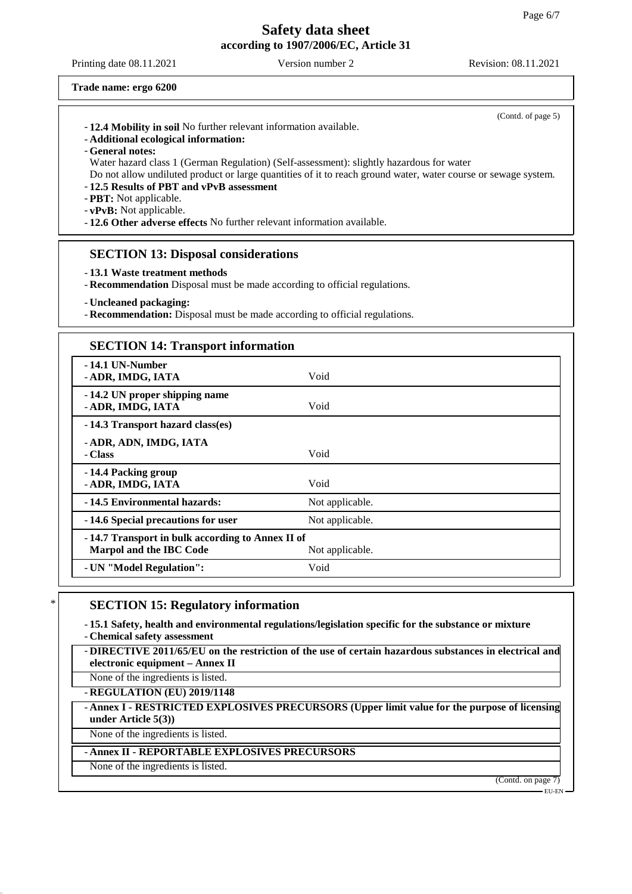Trade name: ergo 6200

(Contd. of page 5)

- **12.4 Mobility in soil** No further relevant information available.
- **Additional ecological information:**
- **General notes:**

  Water hazard class 1 (German Regulation) (Self-assessment): slightly hazardous for water

  Do not allow undiluted product or large quantities of it to reach ground water, water course or sewage system.
- **12.5 Results of PBT and vPvB assessment**
- **PBT:** Not applicable.
- **vPvB:** Not applicable.
- **12.6 Other adverse effects** No further relevant information available.

## SECTION 13: Disposal considerations

- **13.1 Waste treatment methods**
- **Recommendation** Disposal must be made according to official regulations.

- **Uncleaned packaging:**
- **Recommendation:** Disposal must be made according to official regulations.

## SECTION 14: Transport information

| | |
|---|---|
| **- 14.1 UN-Number**<br>**- ADR, IMDG, IATA** | Void |
| **- 14.2 UN proper shipping name**<br>**- ADR, IMDG, IATA** | Void |
| **- 14.3 Transport hazard class(es)** | |
| **- ADR, ADN, IMDG, IATA**<br>**- Class** | Void |
| **- 14.4 Packing group**<br>**- ADR, IMDG, IATA** | Void |
| **- 14.5 Environmental hazards:** | Not applicable. |
| **- 14.6 Special precautions for user** | Not applicable. |
| **- 14.7 Transport in bulk according to Annex II of Marpol and the IBC Code** | Not applicable. |
| **- UN "Model Regulation":** | Void |

## * SECTION 15: Regulatory information

- **15.1 Safety, health and environmental regulations/legislation specific for the substance or mixture**
- **Chemical safety assessment**

- **DIRECTIVE 2011/65/EU on the restriction of the use of certain hazardous substances in electrical and electronic equipment – Annex II**

  None of the ingredients is listed.
- **REGULATION (EU) 2019/1148**
- **Annex I - RESTRICTED EXPLOSIVES PRECURSORS (Upper limit value for the purpose of licensing under Article 5(3))**

  None of the ingredients is listed.
- **Annex II - REPORTABLE EXPLOSIVES PRECURSORS**

  None of the ingredients is listed.

(Contd. on page 7)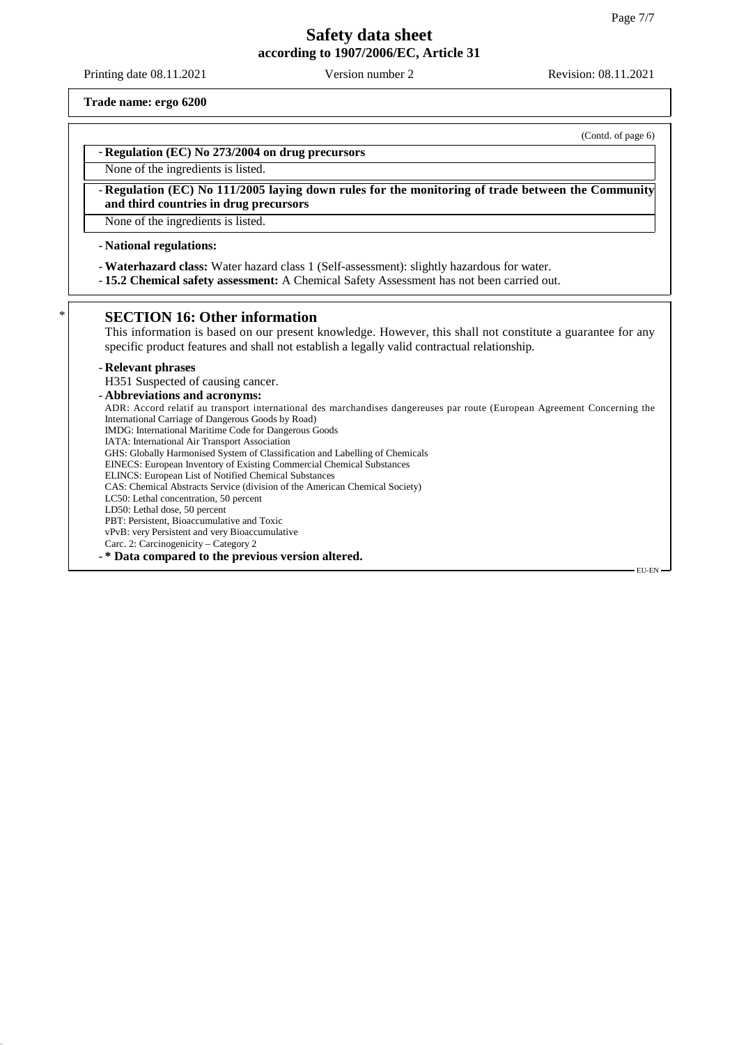(Contd. of page 6)

- **Regulation (EC) No 273/2004 on drug precursors**

None of the ingredients is listed.

- **Regulation (EC) No 111/2005 laying down rules for the monitoring of trade between the Community and third countries in drug precursors**

None of the ingredients is listed.

- **National regulations:**

- **Waterhazard class:** Water hazard class 1 (Self-assessment): slightly hazardous for water.
- **15.2 Chemical safety assessment:** A Chemical Safety Assessment has not been carried out.

\* 

## SECTION 16: Other information

This information is based on our present knowledge. However, this shall not constitute a guarantee for any specific product features and shall not establish a legally valid contractual relationship.

- **Relevant phrases**

H351 Suspected of causing cancer.

- **Abbreviations and acronyms:**

ADR: Accord relatif au transport international des marchandises dangereuses par route (European Agreement Concerning the International Carriage of Dangerous Goods by Road)
IMDG: International Maritime Code for Dangerous Goods
IATA: International Air Transport Association
GHS: Globally Harmonised System of Classification and Labelling of Chemicals
EINECS: European Inventory of Existing Commercial Chemical Substances
ELINCS: European List of Notified Chemical Substances
CAS: Chemical Abstracts Service (division of the American Chemical Society)
LC50: Lethal concentration, 50 percent
LD50: Lethal dose, 50 percent
PBT: Persistent, Bioaccumulative and Toxic
vPvB: very Persistent and very Bioaccumulative
Carc. 2: Carcinogenicity – Category 2

- **\* Data compared to the previous version altered.**

EU-EN